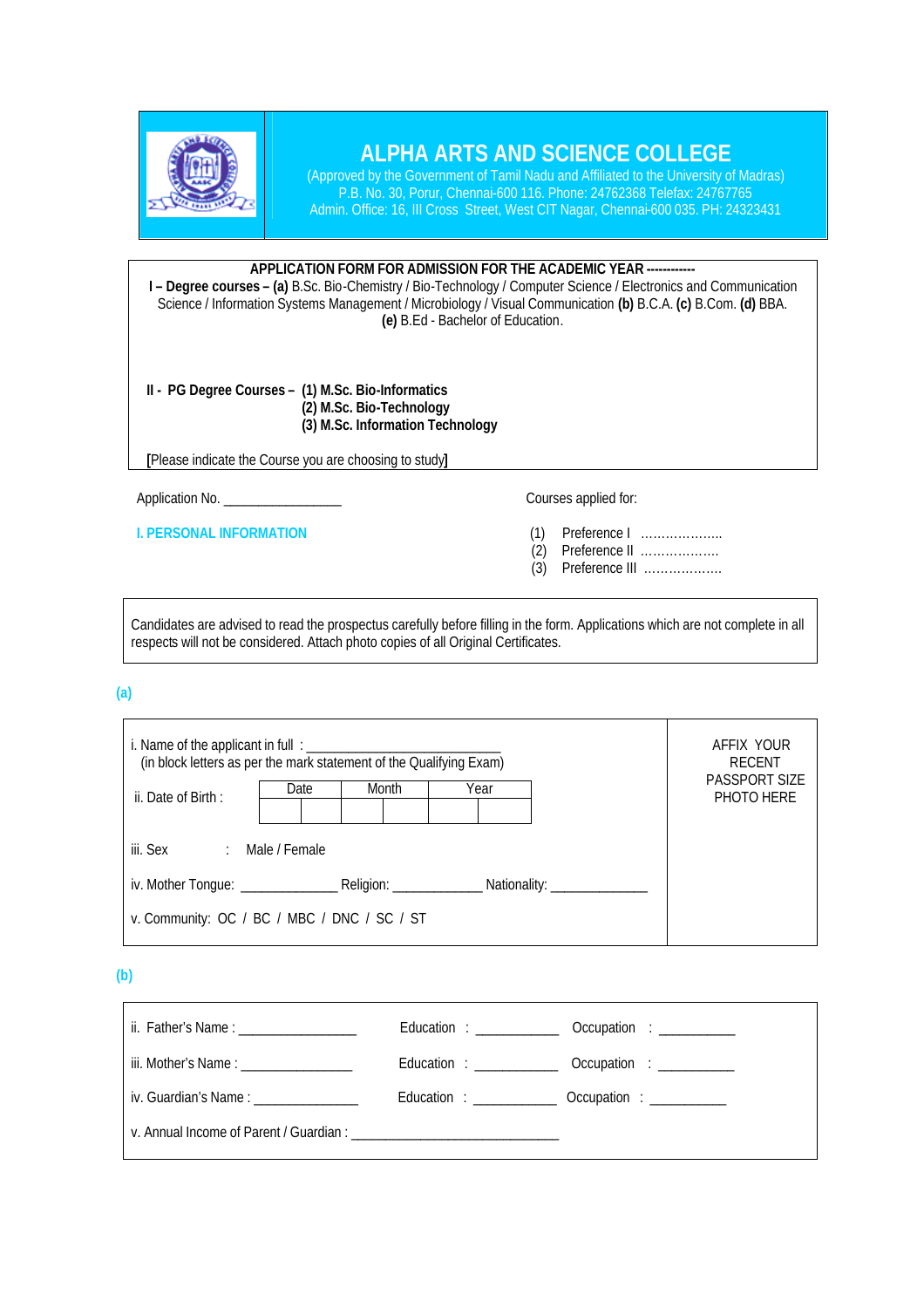# ALPHA ARTS AND SCIENCE COLLEGE

(Approved by the Government of Tamil Nadu and Affiliated to the University of Madras)
P.B. No. 30, Porur, Chennai-600 116. Phone: 24762368 Telefax: 24767765
Admin. Office: 16, III Cross Street, West CIT Nagar, Chennai-600 035. PH: 24323431

**APPLICATION FORM FOR ADMISSION FOR THE ACADEMIC YEAR ------------**

**I – Degree courses – (a)** B.Sc. Bio-Chemistry / Bio-Technology / Computer Science / Electronics and Communication Science / Information Systems Management / Microbiology / Visual Communication **(b)** B.C.A. **(c)** B.Com. **(d)** BBA. **(e)** B.Ed - Bachelor of Education.

**II - PG Degree Courses – (1) M.Sc. Bio-Informatics**
**(2) M.Sc. Bio-Technology**
**(3) M.Sc. Information Technology**

**[**Please indicate the Course you are choosing to study**]**

Application No. _________________

Courses applied for:

(1) Preference I ………………..
(2) Preference II ………………
(3) Preference III ………………

## I. PERSONAL INFORMATION

Candidates are advised to read the prospectus carefully before filling in the form. Applications which are not complete in all respects will not be considered. Attach photo copies of all Original Certificates.

### (a)

i. Name of the applicant in full : ___________________________
(in block letters as per the mark statement of the Qualifying Exam)

ii. Date of Birth :

| Date | | Month | | Year | |
|---|---|---|---|---|---|
| | | | | | |

AFFIX YOUR RECENT PASSPORT SIZE PHOTO HERE

iii. Sex : Male / Female

iv. Mother Tongue: ______________ Religion: _____________ Nationality: ______________

v. Community: OC / BC / MBC / DNC / SC / ST

### (b)

ii. Father's Name : ________________ Education : ___________ Occupation : __________

iii. Mother's Name : ________________ Education : ___________ Occupation : __________

iv. Guardian's Name : ______________ Education : ___________ Occupation : __________

v. Annual Income of Parent / Guardian : ______________________________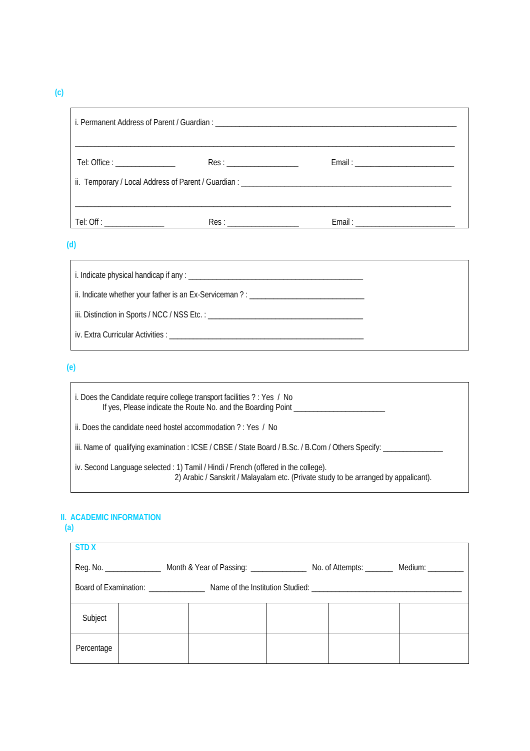**(c)**

i. Permanent Address of Parent / Guardian : ______________________________________________________________

____________________________________________________________________________________________

Tel: Office : _______________ Res : __________________ Email : _________________________

ii. Temporary / Local Address of Parent / Guardian : ______________________________________________________

____________________________________________________________________________________________

Tel: Off : _______________ Res : __________________ Email : _________________________

**(d)**

i. Indicate physical handicap if any : _____________________________________________

ii. Indicate whether your father is an Ex-Serviceman ? : _____________________________

iii. Distinction in Sports / NCC / NSS Etc. : ________________________________________

iv. Extra Curricular Activities : ___________________________________________________

**(e)**

i. Does the Candidate require college transport facilities ? : Yes / No
If yes, Please indicate the Route No. and the Boarding Point _______________________

ii. Does the candidate need hostel accommodation ? : Yes / No

iii. Name of qualifying examination : ICSE / CBSE / State Board / B.Sc. / B.Com / Others Specify: _______________

iv. Second Language selected : 1) Tamil / Hindi / French (offered in the college).
2) Arabic / Sanskrit / Malayalam etc. (Private study to be arranged by appalicant).

## II. ACADEMIC INFORMATION

**(a)**

**STD X**

Reg. No. ______________ Month & Year of Passing: ______________ No. of Attempts: _______ Medium: _________

Board of Examination: ______________ Name of the Institution Studied: ______________________________________

| Subject | | | | | |
|---|---|---|---|---|---|
| Percentage | | | | | |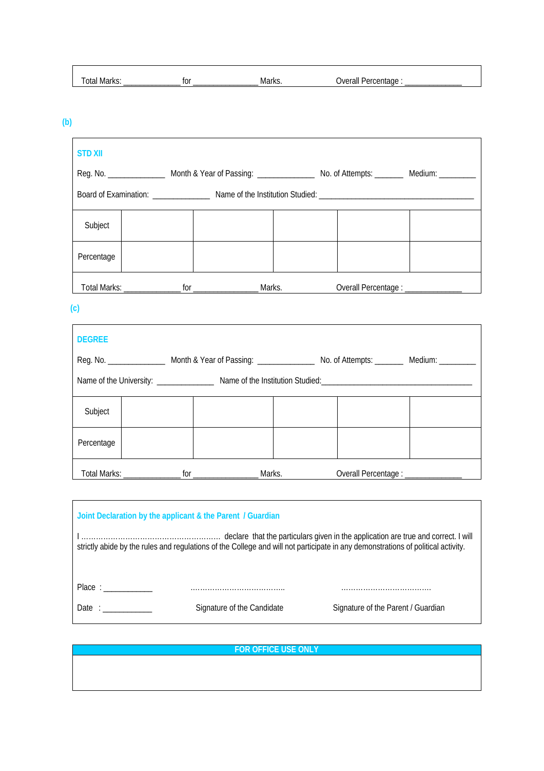Total Marks: ____________ for ______________ Marks.     Overall Percentage : ____________

**(b)**

**STD XII**

Reg. No. ____________ Month & Year of Passing: ____________ No. of Attempts: ______ Medium: ________

Board of Examination: ____________ Name of the Institution Studied: ___________________________________

| Subject | | | | | |
|---|---|---|---|---|---|
| Percentage | | | | | |

Total Marks: ____________ for ______________ Marks.     Overall Percentage : ____________

**(c)**

**DEGREE**

Reg. No. ____________ Month & Year of Passing: ____________ No. of Attempts: ______ Medium: ________

Name of the University: ____________ Name of the Institution Studied:__________________________________

| Subject | | | | | |
|---|---|---|---|---|---|
| Percentage | | | | | |

Total Marks: ____________ for ______________ Marks.     Overall Percentage : ____________

**Joint Declaration by the applicant & the Parent / Guardian**

I ………………………………………………… declare that the particulars given in the application are true and correct. I will strictly abide by the rules and regulations of the College and will not participate in any demonstrations of political activity.

Place : ___________     …………………………………     ………………………………

Date : ___________     Signature of the Candidate     Signature of the Parent / Guardian

**FOR OFFICE USE ONLY**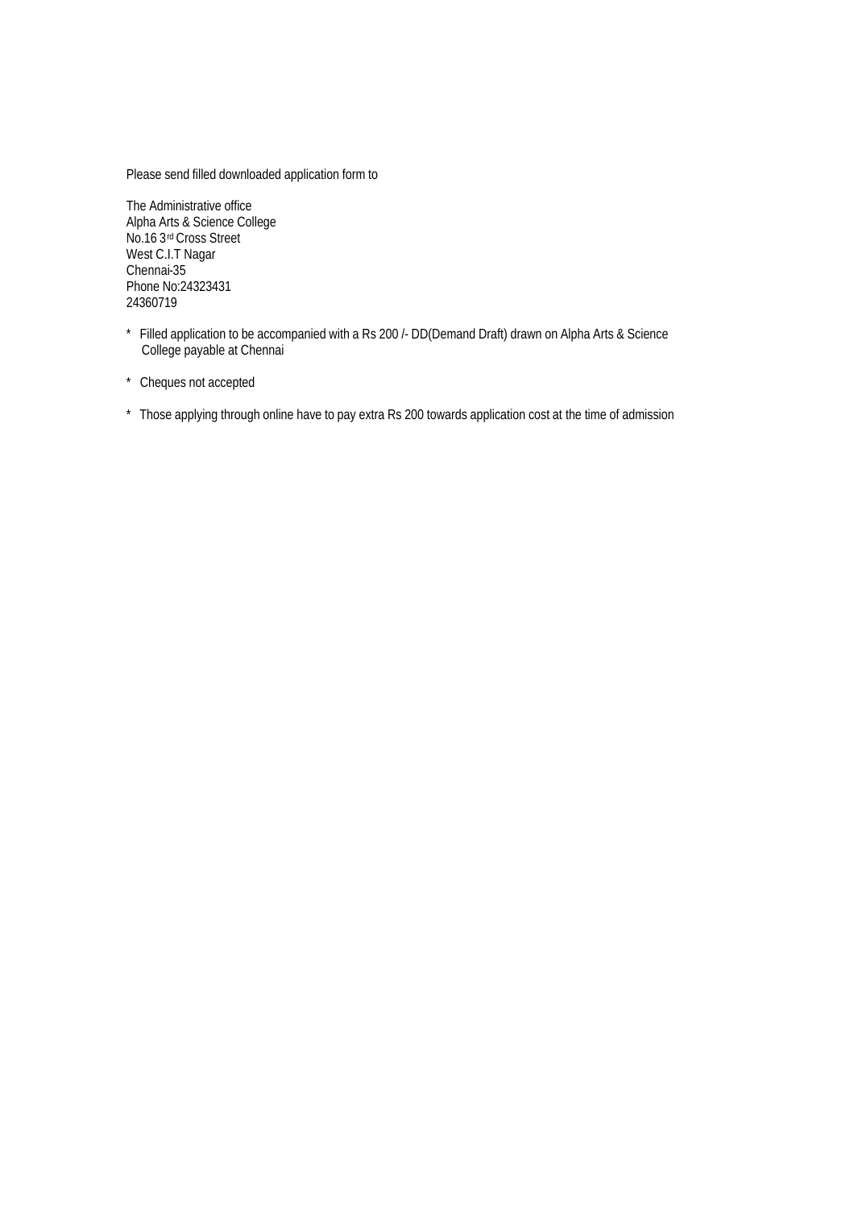Please send filled downloaded application form to

The Administrative office
Alpha Arts & Science College
No.16 3rd Cross Street
West C.I.T Nagar
Chennai-35
Phone No:24323431
24360719

* Filled application to be accompanied with a Rs 200 /- DD(Demand Draft) drawn on Alpha Arts & Science College payable at Chennai

* Cheques not accepted

* Those applying through online have to pay extra Rs 200 towards application cost at the time of admission